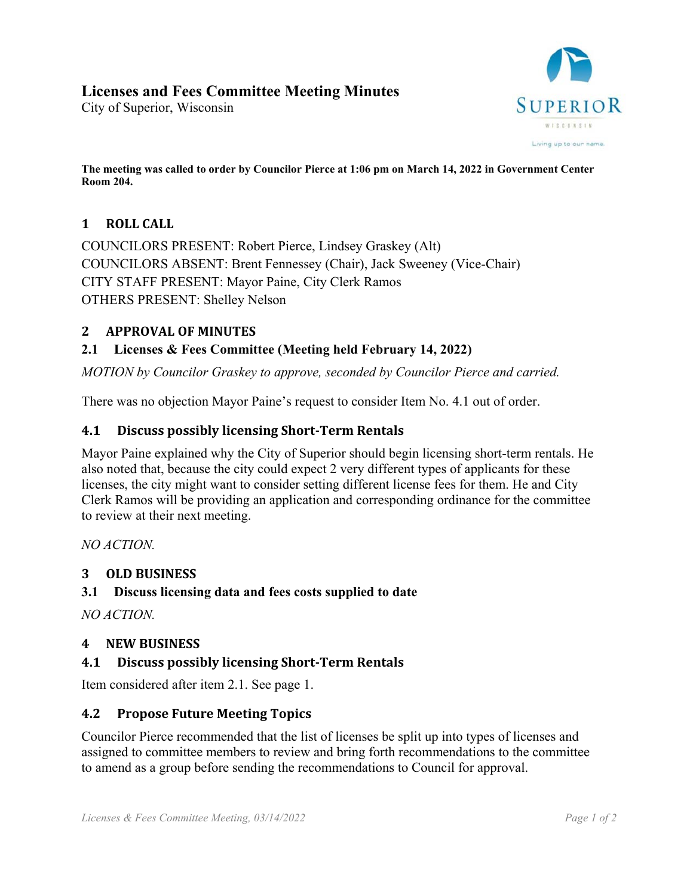# Licenses and Fees Committee Meeting Minutes

City of Superior, Wisconsin

**The meeting was called to order by Councilor Pierce at 1:06 pm on March 14, 2022 in Government Center Room 204.**

## 1 ROLL CALL

COUNCILORS PRESENT: Robert Pierce, Lindsey Graskey (Alt)
COUNCILORS ABSENT: Brent Fennessey (Chair), Jack Sweeney (Vice-Chair)
CITY STAFF PRESENT: Mayor Paine, City Clerk Ramos
OTHERS PRESENT: Shelley Nelson

## 2 APPROVAL OF MINUTES

### 2.1 Licenses & Fees Committee (Meeting held February 14, 2022)

*MOTION by Councilor Graskey to approve, seconded by Councilor Pierce and carried.*

There was no objection Mayor Paine's request to consider Item No. 4.1 out of order.

### 4.1 Discuss possibly licensing Short-Term Rentals

Mayor Paine explained why the City of Superior should begin licensing short-term rentals. He also noted that, because the city could expect 2 very different types of applicants for these licenses, the city might want to consider setting different license fees for them. He and City Clerk Ramos will be providing an application and corresponding ordinance for the committee to review at their next meeting.

*NO ACTION.*

## 3 OLD BUSINESS

### 3.1 Discuss licensing data and fees costs supplied to date

*NO ACTION.*

## 4 NEW BUSINESS

### 4.1 Discuss possibly licensing Short-Term Rentals

Item considered after item 2.1. See page 1.

### 4.2 Propose Future Meeting Topics

Councilor Pierce recommended that the list of licenses be split up into types of licenses and assigned to committee members to review and bring forth recommendations to the committee to amend as a group before sending the recommendations to Council for approval.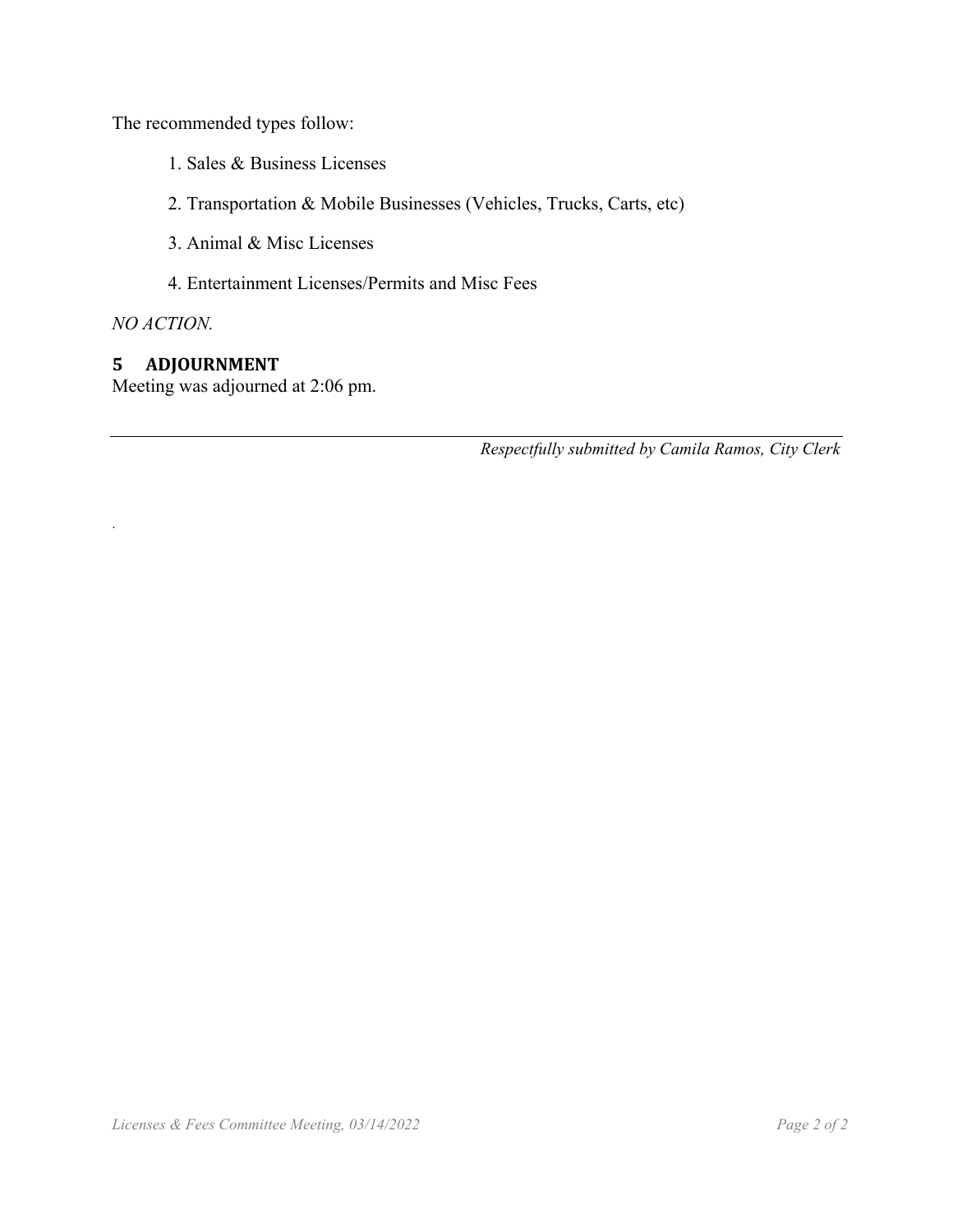The recommended types follow:

1. Sales & Business Licenses
2. Transportation & Mobile Businesses (Vehicles, Trucks, Carts, etc)
3. Animal & Misc Licenses
4. Entertainment Licenses/Permits and Misc Fees

*NO ACTION.*

## 5 ADJOURNMENT

Meeting was adjourned at 2:06 pm.

---

*Respectfully submitted by Camila Ramos, City Clerk*